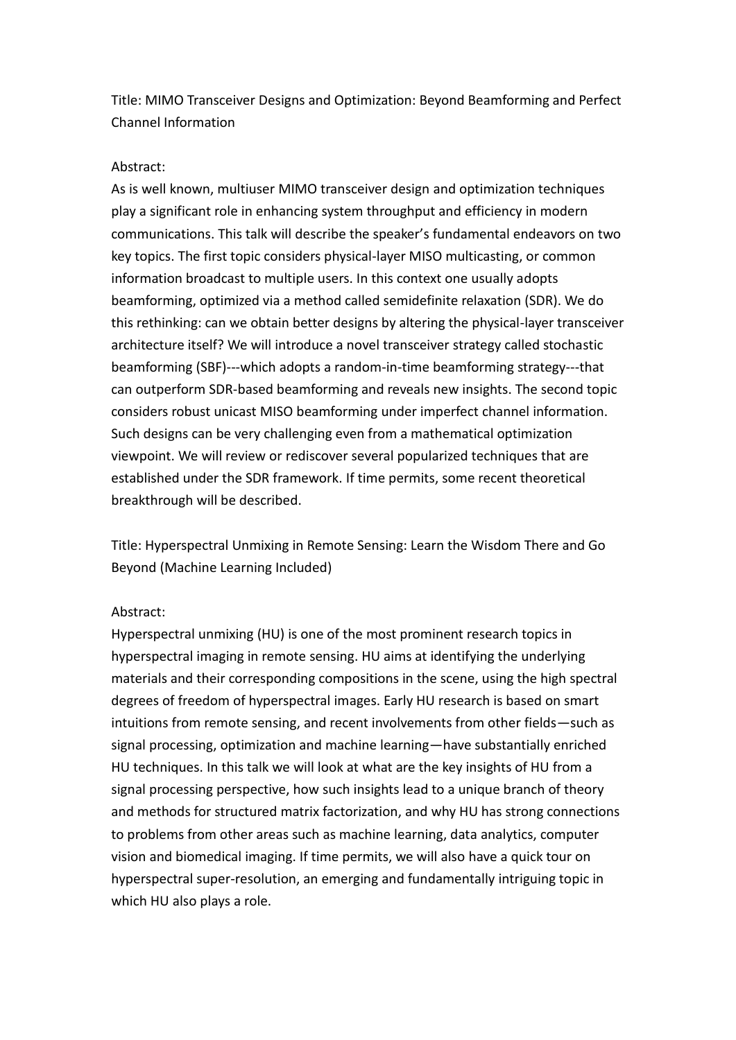Title: MIMO Transceiver Designs and Optimization: Beyond Beamforming and Perfect Channel Information

Abstract:

As is well known, multiuser MIMO transceiver design and optimization techniques play a significant role in enhancing system throughput and efficiency in modern communications. This talk will describe the speaker's fundamental endeavors on two key topics. The first topic considers physical-layer MISO multicasting, or common information broadcast to multiple users. In this context one usually adopts beamforming, optimized via a method called semidefinite relaxation (SDR). We do this rethinking: can we obtain better designs by altering the physical-layer transceiver architecture itself? We will introduce a novel transceiver strategy called stochastic beamforming (SBF)---which adopts a random-in-time beamforming strategy---that can outperform SDR-based beamforming and reveals new insights. The second topic considers robust unicast MISO beamforming under imperfect channel information. Such designs can be very challenging even from a mathematical optimization viewpoint. We will review or rediscover several popularized techniques that are established under the SDR framework. If time permits, some recent theoretical breakthrough will be described.

Title: Hyperspectral Unmixing in Remote Sensing: Learn the Wisdom There and Go Beyond (Machine Learning Included)

Abstract:

Hyperspectral unmixing (HU) is one of the most prominent research topics in hyperspectral imaging in remote sensing. HU aims at identifying the underlying materials and their corresponding compositions in the scene, using the high spectral degrees of freedom of hyperspectral images. Early HU research is based on smart intuitions from remote sensing, and recent involvements from other fields—such as signal processing, optimization and machine learning—have substantially enriched HU techniques. In this talk we will look at what are the key insights of HU from a signal processing perspective, how such insights lead to a unique branch of theory and methods for structured matrix factorization, and why HU has strong connections to problems from other areas such as machine learning, data analytics, computer vision and biomedical imaging. If time permits, we will also have a quick tour on hyperspectral super-resolution, an emerging and fundamentally intriguing topic in which HU also plays a role.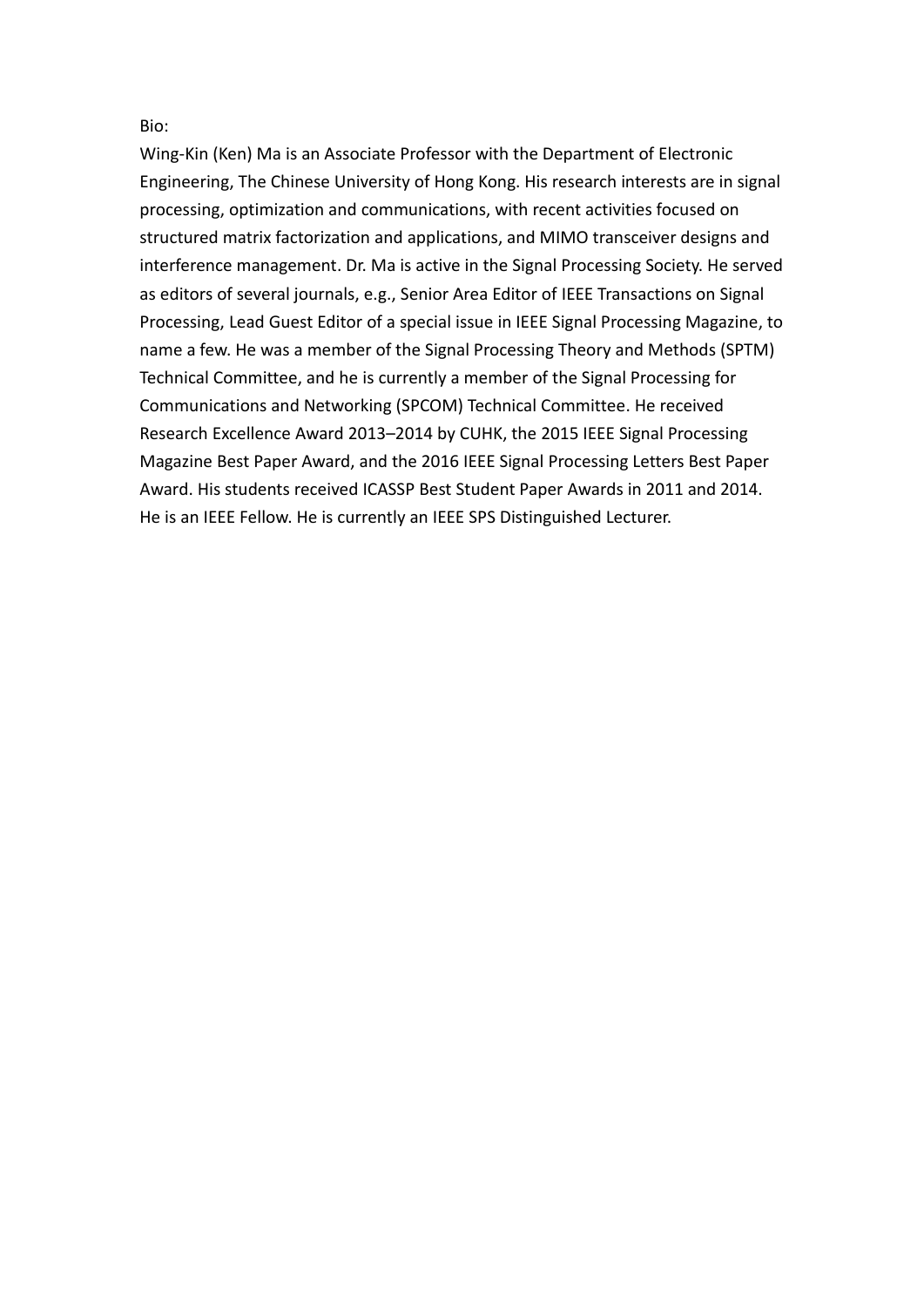Bio:

Wing-Kin (Ken) Ma is an Associate Professor with the Department of Electronic Engineering, The Chinese University of Hong Kong. His research interests are in signal processing, optimization and communications, with recent activities focused on structured matrix factorization and applications, and MIMO transceiver designs and interference management. Dr. Ma is active in the Signal Processing Society. He served as editors of several journals, e.g., Senior Area Editor of IEEE Transactions on Signal Processing, Lead Guest Editor of a special issue in IEEE Signal Processing Magazine, to name a few. He was a member of the Signal Processing Theory and Methods (SPTM) Technical Committee, and he is currently a member of the Signal Processing for Communications and Networking (SPCOM) Technical Committee. He received Research Excellence Award 2013–2014 by CUHK, the 2015 IEEE Signal Processing Magazine Best Paper Award, and the 2016 IEEE Signal Processing Letters Best Paper Award. His students received ICASSP Best Student Paper Awards in 2011 and 2014. He is an IEEE Fellow. He is currently an IEEE SPS Distinguished Lecturer.